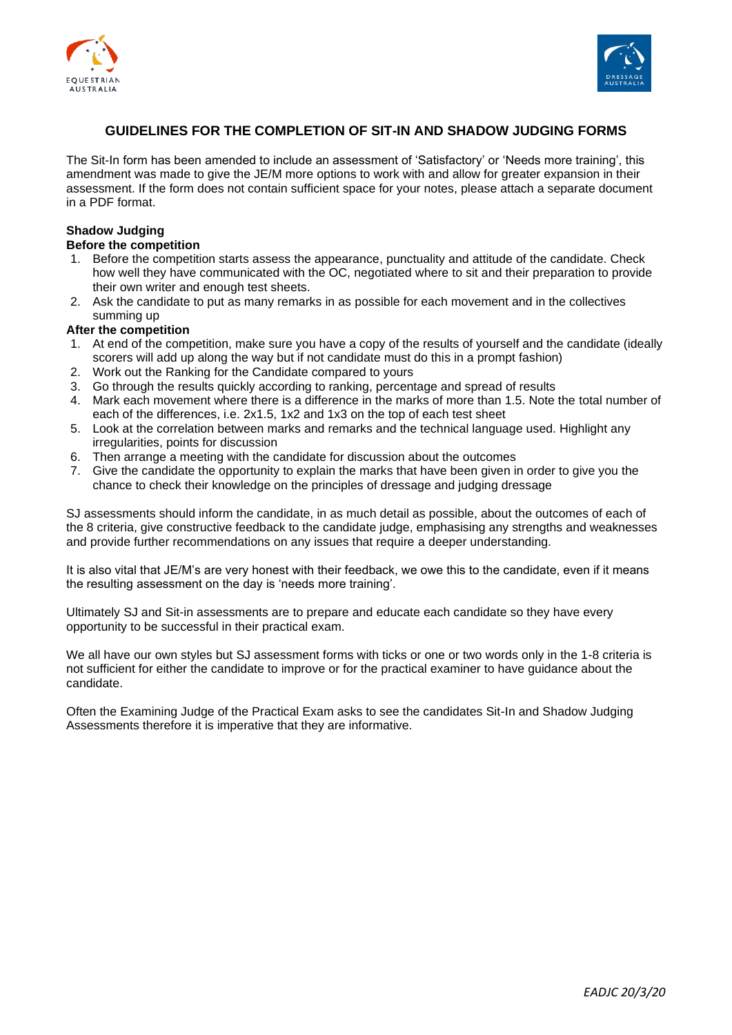# GUIDELINES FOR THE COMPLETION OF SIT-IN AND SHADOW JUDGING FORMS

The Sit-In form has been amended to include an assessment of 'Satisfactory' or 'Needs more training', this amendment was made to give the JE/M more options to work with and allow for greater expansion in their assessment. If the form does not contain sufficient space for your notes, please attach a separate document in a PDF format.

**Shadow Judging**

**Before the competition**

1. Before the competition starts assess the appearance, punctuality and attitude of the candidate. Check how well they have communicated with the OC, negotiated where to sit and their preparation to provide their own writer and enough test sheets.
2. Ask the candidate to put as many remarks in as possible for each movement and in the collectives summing up

**After the competition**

1. At end of the competition, make sure you have a copy of the results of yourself and the candidate (ideally scorers will add up along the way but if not candidate must do this in a prompt fashion)
2. Work out the Ranking for the Candidate compared to yours
3. Go through the results quickly according to ranking, percentage and spread of results
4. Mark each movement where there is a difference in the marks of more than 1.5. Note the total number of each of the differences, i.e. 2x1.5, 1x2 and 1x3 on the top of each test sheet
5. Look at the correlation between marks and remarks and the technical language used. Highlight any irregularities, points for discussion
6. Then arrange a meeting with the candidate for discussion about the outcomes
7. Give the candidate the opportunity to explain the marks that have been given in order to give you the chance to check their knowledge on the principles of dressage and judging dressage

SJ assessments should inform the candidate, in as much detail as possible, about the outcomes of each of the 8 criteria, give constructive feedback to the candidate judge, emphasising any strengths and weaknesses and provide further recommendations on any issues that require a deeper understanding.

It is also vital that JE/M's are very honest with their feedback, we owe this to the candidate, even if it means the resulting assessment on the day is 'needs more training'.

Ultimately SJ and Sit-in assessments are to prepare and educate each candidate so they have every opportunity to be successful in their practical exam.

We all have our own styles but SJ assessment forms with ticks or one or two words only in the 1-8 criteria is not sufficient for either the candidate to improve or for the practical examiner to have guidance about the candidate.

Often the Examining Judge of the Practical Exam asks to see the candidates Sit-In and Shadow Judging Assessments therefore it is imperative that they are informative.

*EADJC 20/3/20*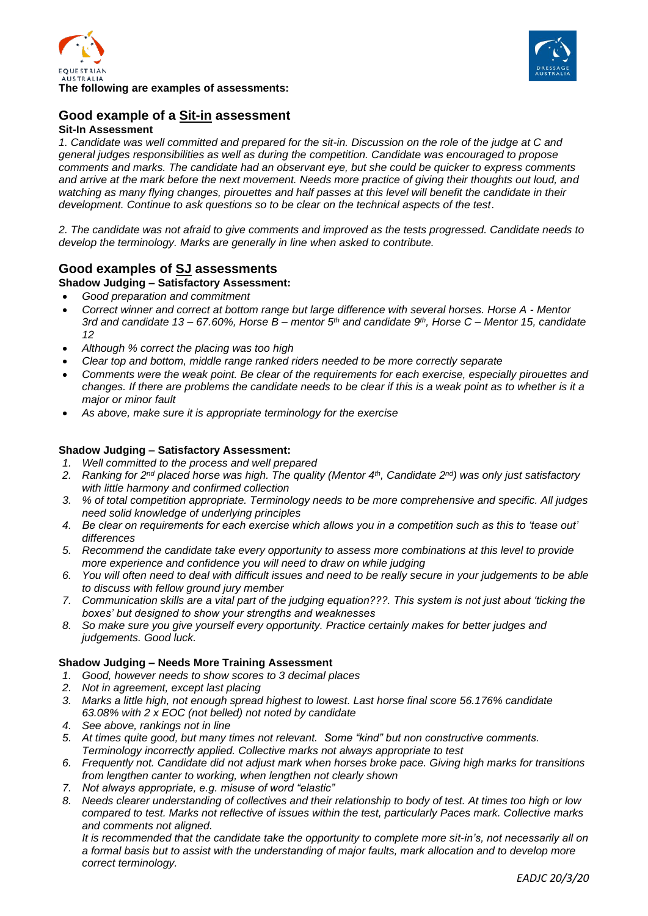**The following are examples of assessments:**

## Good example of a <u>Sit-in</u> assessment

**Sit-In Assessment**

*1. Candidate was well committed and prepared for the sit-in. Discussion on the role of the judge at C and general judges responsibilities as well as during the competition. Candidate was encouraged to propose comments and marks. The candidate had an observant eye, but she could be quicker to express comments and arrive at the mark before the next movement. Needs more practice of giving their thoughts out loud, and watching as many flying changes, pirouettes and half passes at this level will benefit the candidate in their development. Continue to ask questions so to be clear on the technical aspects of the test.*

*2. The candidate was not afraid to give comments and improved as the tests progressed. Candidate needs to develop the terminology. Marks are generally in line when asked to contribute.*

## Good examples of <u>SJ</u> assessments

**Shadow Judging – Satisfactory Assessment:**

- *Good preparation and commitment*
- *Correct winner and correct at bottom range but large difference with several horses. Horse A - Mentor 3rd and candidate 13 – 67.60%, Horse B – mentor 5th and candidate 9th, Horse C – Mentor 15, candidate 12*
- *Although % correct the placing was too high*
- *Clear top and bottom, middle range ranked riders needed to be more correctly separate*
- *Comments were the weak point. Be clear of the requirements for each exercise, especially pirouettes and changes. If there are problems the candidate needs to be clear if this is a weak point as to whether is it a major or minor fault*
- *As above, make sure it is appropriate terminology for the exercise*

**Shadow Judging – Satisfactory Assessment:**

1. *Well committed to the process and well prepared*
2. *Ranking for 2nd placed horse was high. The quality (Mentor 4th, Candidate 2nd) was only just satisfactory with little harmony and confirmed collection*
3. *% of total competition appropriate. Terminology needs to be more comprehensive and specific. All judges need solid knowledge of underlying principles*
4. *Be clear on requirements for each exercise which allows you in a competition such as this to 'tease out' differences*
5. *Recommend the candidate take every opportunity to assess more combinations at this level to provide more experience and confidence you will need to draw on while judging*
6. *You will often need to deal with difficult issues and need to be really secure in your judgements to be able to discuss with fellow ground jury member*
7. *Communication skills are a vital part of the judging equation???. This system is not just about 'ticking the boxes' but designed to show your strengths and weaknesses*
8. *So make sure you give yourself every opportunity. Practice certainly makes for better judges and judgements. Good luck.*

**Shadow Judging – Needs More Training Assessment**

1. *Good, however needs to show scores to 3 decimal places*
2. *Not in agreement, except last placing*
3. *Marks a little high, not enough spread highest to lowest. Last horse final score 56.176% candidate 63.08% with 2 x EOC (not belled) not noted by candidate*
4. *See above, rankings not in line*
5. *At times quite good, but many times not relevant. Some "kind" but non constructive comments. Terminology incorrectly applied. Collective marks not always appropriate to test*
6. *Frequently not. Candidate did not adjust mark when horses broke pace. Giving high marks for transitions from lengthen canter to working, when lengthen not clearly shown*
7. *Not always appropriate, e.g. misuse of word "elastic"*
8. *Needs clearer understanding of collectives and their relationship to body of test. At times too high or low compared to test. Marks not reflective of issues within the test, particularly Paces mark. Collective marks and comments not aligned.*

   *It is recommended that the candidate take the opportunity to complete more sit-in's, not necessarily all on a formal basis but to assist with the understanding of major faults, mark allocation and to develop more correct terminology.*

*EADJC 20/3/20*